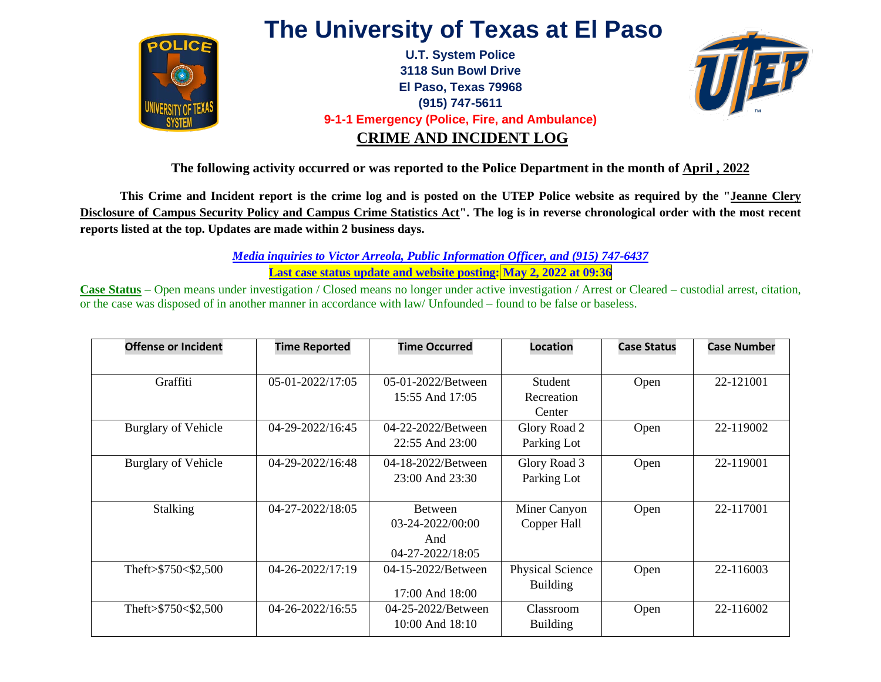# The University of Texas at El Paso

**U.T. System Police**
**3118 Sun Bowl Drive**
**El Paso, Texas 79968**
**(915) 747-5611**
**9-1-1 Emergency (Police, Fire, and Ambulance)**

## CRIME AND INCIDENT LOG

**The following activity occurred or was reported to the Police Department in the month of April , 2022**

**This Crime and Incident report is the crime log and is posted on the UTEP Police website as required by the "Jeanne Clery Disclosure of Campus Security Policy and Campus Crime Statistics Act". The log is in reverse chronological order with the most recent reports listed at the top. Updates are made within 2 business days.**

*Media inquiries to Victor Arreola, Public Information Officer, and (915) 747-6437*

**Last case status update and website posting: May 2, 2022 at 09:36**

**Case Status** – Open means under investigation / Closed means no longer under active investigation / Arrest or Cleared – custodial arrest, citation, or the case was disposed of in another manner in accordance with law/ Unfounded – found to be false or baseless.

| Offense or Incident | Time Reported | Time Occurred | Location | Case Status | Case Number |
|---|---|---|---|---|---|
| Graffiti | 05-01-2022/17:05 | 05-01-2022/Between 15:55 And 17:05 | Student Recreation Center | Open | 22-121001 |
| Burglary of Vehicle | 04-29-2022/16:45 | 04-22-2022/Between 22:55 And 23:00 | Glory Road 2 Parking Lot | Open | 22-119002 |
| Burglary of Vehicle | 04-29-2022/16:48 | 04-18-2022/Between 23:00 And 23:30 | Glory Road 3 Parking Lot | Open | 22-119001 |
| Stalking | 04-27-2022/18:05 | Between 03-24-2022/00:00 And 04-27-2022/18:05 | Miner Canyon Copper Hall | Open | 22-117001 |
| Theft>$750<$2,500 | 04-26-2022/17:19 | 04-15-2022/Between 17:00 And 18:00 | Physical Science Building | Open | 22-116003 |
| Theft>$750<$2,500 | 04-26-2022/16:55 | 04-25-2022/Between 10:00 And 18:10 | Classroom Building | Open | 22-116002 |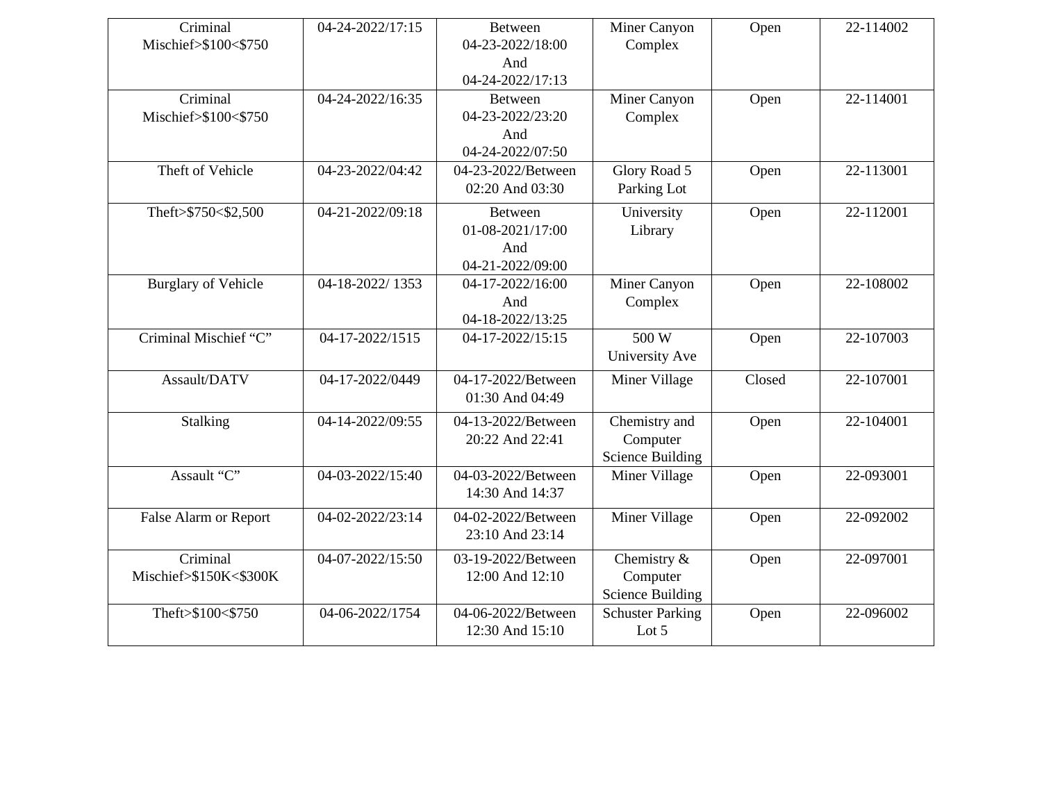| | | | | | |
|---|---|---|---|---|---|
| Criminal Mischief>$100<$750 | 04-24-2022/17:15 | Between 04-23-2022/18:00 And 04-24-2022/17:13 | Miner Canyon Complex | Open | 22-114002 |
| Criminal Mischief>$100<$750 | 04-24-2022/16:35 | Between 04-23-2022/23:20 And 04-24-2022/07:50 | Miner Canyon Complex | Open | 22-114001 |
| Theft of Vehicle | 04-23-2022/04:42 | 04-23-2022/Between 02:20 And 03:30 | Glory Road 5 Parking Lot | Open | 22-113001 |
| Theft>$750<$2,500 | 04-21-2022/09:18 | Between 01-08-2021/17:00 And 04-21-2022/09:00 | University Library | Open | 22-112001 |
| Burglary of Vehicle | 04-18-2022/ 1353 | 04-17-2022/16:00 And 04-18-2022/13:25 | Miner Canyon Complex | Open | 22-108002 |
| Criminal Mischief “C” | 04-17-2022/1515 | 04-17-2022/15:15 | 500 W University Ave | Open | 22-107003 |
| Assault/DATV | 04-17-2022/0449 | 04-17-2022/Between 01:30 And 04:49 | Miner Village | Closed | 22-107001 |
| Stalking | 04-14-2022/09:55 | 04-13-2022/Between 20:22 And 22:41 | Chemistry and Computer Science Building | Open | 22-104001 |
| Assault “C” | 04-03-2022/15:40 | 04-03-2022/Between 14:30 And 14:37 | Miner Village | Open | 22-093001 |
| False Alarm or Report | 04-02-2022/23:14 | 04-02-2022/Between 23:10 And 23:14 | Miner Village | Open | 22-092002 |
| Criminal Mischief>$150K<$300K | 04-07-2022/15:50 | 03-19-2022/Between 12:00 And 12:10 | Chemistry & Computer Science Building | Open | 22-097001 |
| Theft>$100<$750 | 04-06-2022/1754 | 04-06-2022/Between 12:30 And 15:10 | Schuster Parking Lot 5 | Open | 22-096002 |